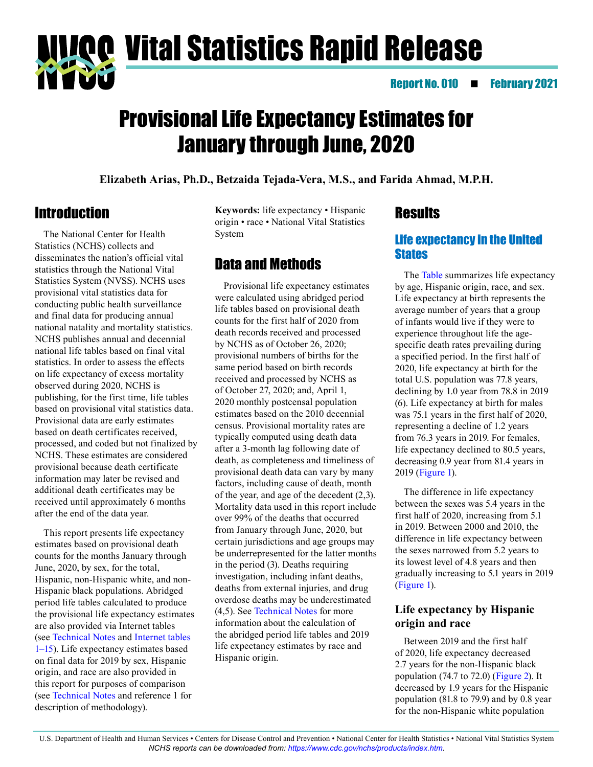# Vital Statistics Rapid Release

Report No. 010 ■ February 2021

# Provisional Life Expectancy Estimates for January through June, 2020

**Elizabeth Arias, Ph.D., Betzaida Tejada-Vera, M.S., and Farida Ahmad, M.P.H.**

## Introduction

The National Center for Health Statistics (NCHS) collects and disseminates the nation's official vital statistics through the National Vital Statistics System (NVSS). NCHS uses provisional vital statistics data for conducting public health surveillance and final data for producing annual national natality and mortality statistics. NCHS publishes annual and decennial national life tables based on final vital statistics. In order to assess the effects on life expectancy of excess mortality observed during 2020, NCHS is publishing, for the first time, life tables based on provisional vital statistics data. Provisional data are early estimates based on death certificates received, processed, and coded but not finalized by NCHS. These estimates are considered provisional because death certificate information may later be revised and additional death certificates may be received until approximately 6 months after the end of the data year.

This report presents life expectancy estimates based on provisional death counts for the months January through June, 2020, by sex, for the total, Hispanic, non-Hispanic white, and non-Hispanic black populations. Abridged period life tables calculated to produce the provisional life expectancy estimates are also provided via Internet tables (see Technical Notes and Internet tables 1–15). Life expectancy estimates based on final data for 2019 by sex, Hispanic origin, and race are also provided in this report for purposes of comparison (see Technical Notes and reference 1 for description of methodology).

**Keywords:** life expectancy • Hispanic origin • race • National Vital Statistics System

## Data and Methods

Provisional life expectancy estimates were calculated using abridged period life tables based on provisional death counts for the first half of 2020 from death records received and processed by NCHS as of October 26, 2020; provisional numbers of births for the same period based on birth records received and processed by NCHS as of October 27, 2020; and, April 1, 2020 monthly postcensal population estimates based on the 2010 decennial census. Provisional mortality rates are typically computed using death data after a 3-month lag following date of death, as completeness and timeliness of provisional death data can vary by many factors, including cause of death, month of the year, and age of the decedent (2,3). Mortality data used in this report include over 99% of the deaths that occurred from January through June, 2020, but certain jurisdictions and age groups may be underrepresented for the latter months in the period (3). Deaths requiring investigation, including infant deaths, deaths from external injuries, and drug overdose deaths may be underestimated (4,5). See Technical Notes for more information about the calculation of the abridged period life tables and 2019 life expectancy estimates by race and Hispanic origin.

## Results

### Life expectancy in the United States

The Table summarizes life expectancy by age, Hispanic origin, race, and sex. Life expectancy at birth represents the average number of years that a group of infants would live if they were to experience throughout life the age-specific death rates prevailing during a specified period. In the first half of 2020, life expectancy at birth for the total U.S. population was 77.8 years, declining by 1.0 year from 78.8 in 2019 (6). Life expectancy at birth for males was 75.1 years in the first half of 2020, representing a decline of 1.2 years from 76.3 years in 2019. For females, life expectancy declined to 80.5 years, decreasing 0.9 year from 81.4 years in 2019 (Figure 1).

The difference in life expectancy between the sexes was 5.4 years in the first half of 2020, increasing from 5.1 in 2019. Between 2000 and 2010, the difference in life expectancy between the sexes narrowed from 5.2 years to its lowest level of 4.8 years and then gradually increasing to 5.1 years in 2019 (Figure 1).

### Life expectancy by Hispanic origin and race

Between 2019 and the first half of 2020, life expectancy decreased 2.7 years for the non-Hispanic black population (74.7 to 72.0) (Figure 2). It decreased by 1.9 years for the Hispanic population (81.8 to 79.9) and by 0.8 year for the non-Hispanic white population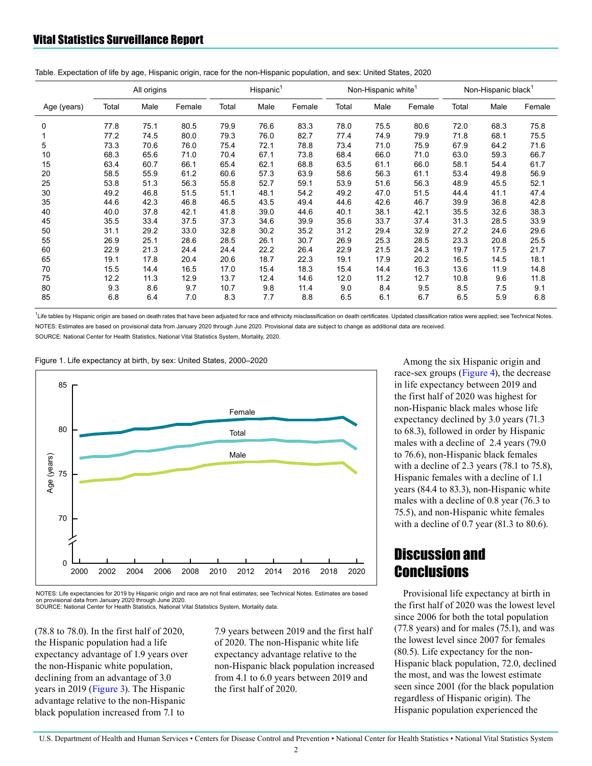Table. Expectation of life by age, Hispanic origin, race for the non-Hispanic population, and sex: United States, 2020

| Age (years) | All origins | | | Hispanic[1] | | | Non-Hispanic white[1] | | | Non-Hispanic black[1] | | |
|---|---|---|---|---|---|---|---|---|---|---|---|---|
| | Total | Male | Female | Total | Male | Female | Total | Male | Female | Total | Male | Female |
| 0 | 77.8 | 75.1 | 80.5 | 79.9 | 76.6 | 83.3 | 78.0 | 75.5 | 80.6 | 72.0 | 68.3 | 75.8 |
| 1 | 77.2 | 74.5 | 80.0 | 79.3 | 76.0 | 82.7 | 77.4 | 74.9 | 79.9 | 71.8 | 68.1 | 75.5 |
| 5 | 73.3 | 70.6 | 76.0 | 75.4 | 72.1 | 78.8 | 73.4 | 71.0 | 75.9 | 67.9 | 64.2 | 71.6 |
| 10 | 68.3 | 65.6 | 71.0 | 70.4 | 67.1 | 73.8 | 68.4 | 66.0 | 71.0 | 63.0 | 59.3 | 66.7 |
| 15 | 63.4 | 60.7 | 66.1 | 65.4 | 62.1 | 68.8 | 63.5 | 61.1 | 66.0 | 58.1 | 54.4 | 61.7 |
| 20 | 58.5 | 55.9 | 61.2 | 60.6 | 57.3 | 63.9 | 58.6 | 56.3 | 61.1 | 53.4 | 49.8 | 56.9 |
| 25 | 53.8 | 51.3 | 56.3 | 55.8 | 52.7 | 59.1 | 53.9 | 51.6 | 56.3 | 48.9 | 45.5 | 52.1 |
| 30 | 49.2 | 46.8 | 51.5 | 51.1 | 48.1 | 54.2 | 49.2 | 47.0 | 51.5 | 44.4 | 41.1 | 47.4 |
| 35 | 44.6 | 42.3 | 46.8 | 46.5 | 43.5 | 49.4 | 44.6 | 42.6 | 46.7 | 39.9 | 36.8 | 42.8 |
| 40 | 40.0 | 37.8 | 42.1 | 41.8 | 39.0 | 44.6 | 40.1 | 38.1 | 42.1 | 35.5 | 32.6 | 38.3 |
| 45 | 35.5 | 33.4 | 37.5 | 37.3 | 34.6 | 39.9 | 35.6 | 33.7 | 37.4 | 31.3 | 28.5 | 33.9 |
| 50 | 31.1 | 29.2 | 33.0 | 32.8 | 30.2 | 35.2 | 31.2 | 29.4 | 32.9 | 27.2 | 24.6 | 29.6 |
| 55 | 26.9 | 25.1 | 28.6 | 28.5 | 26.1 | 30.7 | 26.9 | 25.3 | 28.5 | 23.3 | 20.8 | 25.5 |
| 60 | 22.9 | 21.3 | 24.4 | 24.4 | 22.2 | 26.4 | 22.9 | 21.5 | 24.3 | 19.7 | 17.5 | 21.7 |
| 65 | 19.1 | 17.8 | 20.4 | 20.6 | 18.7 | 22.3 | 19.1 | 17.9 | 20.2 | 16.5 | 14.5 | 18.1 |
| 70 | 15.5 | 14.4 | 16.5 | 17.0 | 15.4 | 18.3 | 15.4 | 14.4 | 16.3 | 13.6 | 11.9 | 14.8 |
| 75 | 12.2 | 11.3 | 12.9 | 13.7 | 12.4 | 14.6 | 12.0 | 11.2 | 12.7 | 10.8 | 9.6 | 11.8 |
| 80 | 9.3 | 8.6 | 9.7 | 10.7 | 9.8 | 11.4 | 9.0 | 8.4 | 9.5 | 8.5 | 7.5 | 9.1 |
| 85 | 6.8 | 6.4 | 7.0 | 8.3 | 7.7 | 8.8 | 6.5 | 6.1 | 6.7 | 6.5 | 5.9 | 6.8 |

[1]Life tables by Hispanic origin are based on death rates that have been adjusted for race and ethnicity misclassification on death certificates. Updated classification ratios were applied; see Technical Notes.

NOTES: Estimates are based on provisional data from January 2020 through June 2020. Provisional data are subject to change as additional data are received.

SOURCE: National Center for Health Statistics, National Vital Statistics System, Mortality, 2020.

Figure 1. Life expectancy at birth, by sex: United States, 2000–2020

NOTES: Life expectancies for 2019 by Hispanic origin and race are not final estimates; see Technical Notes. Estimates are based on provisional data from January 2020 through June 2020.
SOURCE: National Center for Health Statistics, National Vital Statistics System, Mortality data.

(78.8 to 78.0). In the first half of 2020, the Hispanic population had a life expectancy advantage of 1.9 years over the non-Hispanic white population, declining from an advantage of 3.0 years in 2019 (Figure 3). The Hispanic advantage relative to the non-Hispanic black population increased from 7.1 to 7.9 years between 2019 and the first half of 2020. The non-Hispanic white life expectancy advantage relative to the non-Hispanic black population increased from 4.1 to 6.0 years between 2019 and the first half of 2020.

Among the six Hispanic origin and race-sex groups (Figure 4), the decrease in life expectancy between 2019 and the first half of 2020 was highest for non-Hispanic black males whose life expectancy declined by 3.0 years (71.3 to 68.3), followed in order by Hispanic males with a decline of 2.4 years (79.0 to 76.6), non-Hispanic black females with a decline of 2.3 years (78.1 to 75.8), Hispanic females with a decline of 1.1 years (84.4 to 83.3), non-Hispanic white males with a decline of 0.8 year (76.3 to 75.5), and non-Hispanic white females with a decline of 0.7 year (81.3 to 80.6).

## Discussion and Conclusions

Provisional life expectancy at birth in the first half of 2020 was the lowest level since 2006 for both the total population (77.8 years) and for males (75.1), and was the lowest level since 2007 for females (80.5). Life expectancy for the non-Hispanic black population, 72.0, declined the most, and was the lowest level seen since 2001 (for the black population regardless of Hispanic origin). The Hispanic population experienced the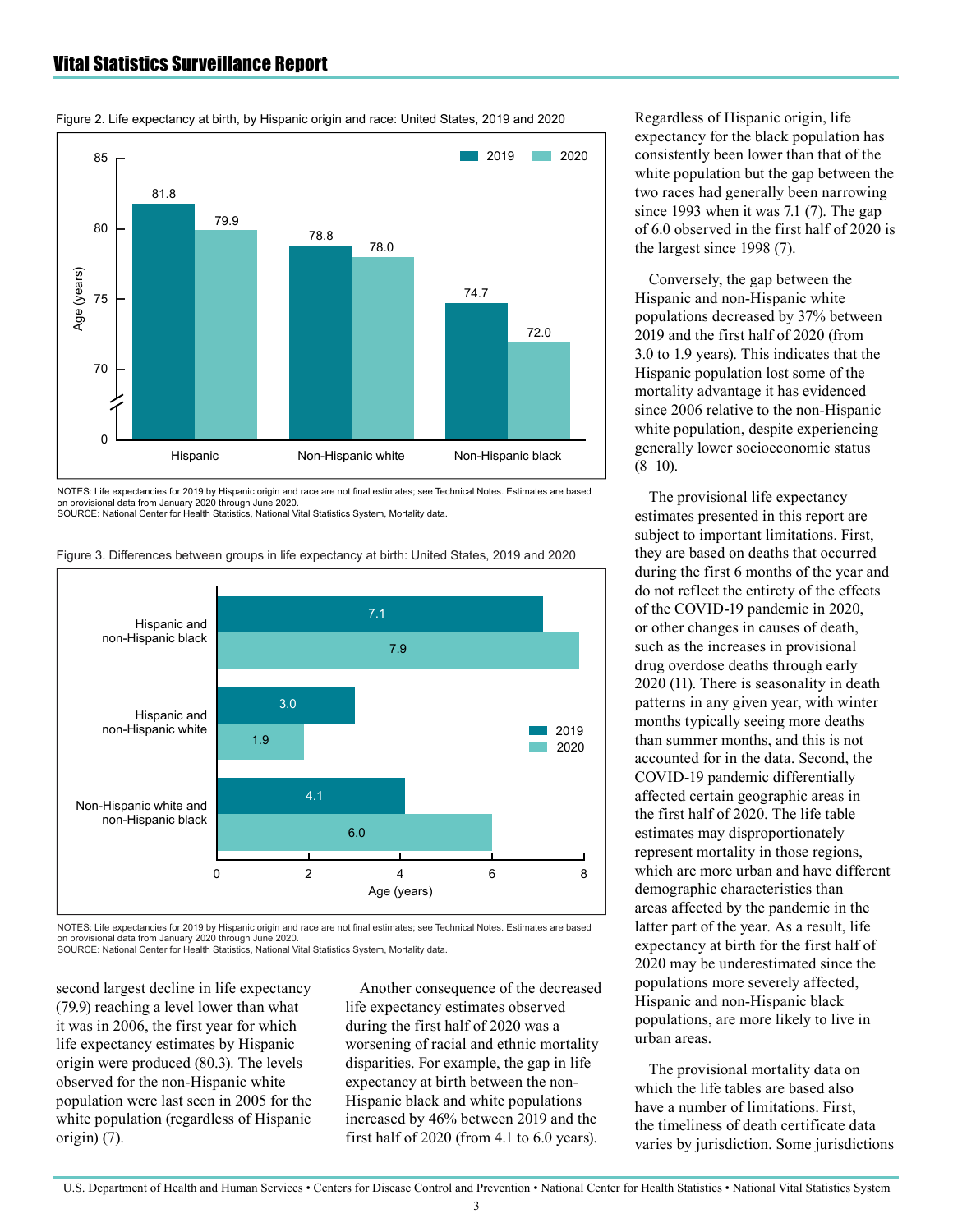Figure 2. Life expectancy at birth, by Hispanic origin and race: United States, 2019 and 2020

| | 2019 | 2020 |
| --- | --- | --- |
| Hispanic | 81.8 | 79.9 |
| Non-Hispanic white | 78.8 | 78.0 |
| Non-Hispanic black | 74.7 | 72.0 |

NOTES: Life expectancies for 2019 by Hispanic origin and race are not final estimates; see Technical Notes. Estimates are based on provisional data from January 2020 through June 2020.
SOURCE: National Center for Health Statistics, National Vital Statistics System, Mortality data.

Figure 3. Differences between groups in life expectancy at birth: United States, 2019 and 2020

| | 2019 | 2020 |
| --- | --- | --- |
| Hispanic and non-Hispanic black | 7.1 | 7.9 |
| Hispanic and non-Hispanic white | 3.0 | 1.9 |
| Non-Hispanic white and non-Hispanic black | 4.1 | 6.0 |

NOTES: Life expectancies for 2019 by Hispanic origin and race are not final estimates; see Technical Notes. Estimates are based on provisional data from January 2020 through June 2020.
SOURCE: National Center for Health Statistics, National Vital Statistics System, Mortality data.

second largest decline in life expectancy (79.9) reaching a level lower than what it was in 2006, the first year for which life expectancy estimates by Hispanic origin were produced (80.3). The levels observed for the non-Hispanic white population were last seen in 2005 for the white population (regardless of Hispanic origin) (7).

Another consequence of the decreased life expectancy estimates observed during the first half of 2020 was a worsening of racial and ethnic mortality disparities. For example, the gap in life expectancy at birth between the non-Hispanic black and white populations increased by 46% between 2019 and the first half of 2020 (from 4.1 to 6.0 years). Regardless of Hispanic origin, life expectancy for the black population has consistently been lower than that of the white population but the gap between the two races had generally been narrowing since 1993 when it was 7.1 (7). The gap of 6.0 observed in the first half of 2020 is the largest since 1998 (7).

Conversely, the gap between the Hispanic and non-Hispanic white populations decreased by 37% between 2019 and the first half of 2020 (from 3.0 to 1.9 years). This indicates that the Hispanic population lost some of the mortality advantage it has evidenced since 2006 relative to the non-Hispanic white population, despite experiencing generally lower socioeconomic status (8–10).

The provisional life expectancy estimates presented in this report are subject to important limitations. First, they are based on deaths that occurred during the first 6 months of the year and do not reflect the entirety of the effects of the COVID-19 pandemic in 2020, or other changes in causes of death, such as the increases in provisional drug overdose deaths through early 2020 (11). There is seasonality in death patterns in any given year, with winter months typically seeing more deaths than summer months, and this is not accounted for in the data. Second, the COVID-19 pandemic differentially affected certain geographic areas in the first half of 2020. The life table estimates may disproportionately represent mortality in those regions, which are more urban and have different demographic characteristics than areas affected by the pandemic in the latter part of the year. As a result, life expectancy at birth for the first half of 2020 may be underestimated since the populations more severely affected, Hispanic and non-Hispanic black populations, are more likely to live in urban areas.

The provisional mortality data on which the life tables are based also have a number of limitations. First, the timeliness of death certificate data varies by jurisdiction. Some jurisdictions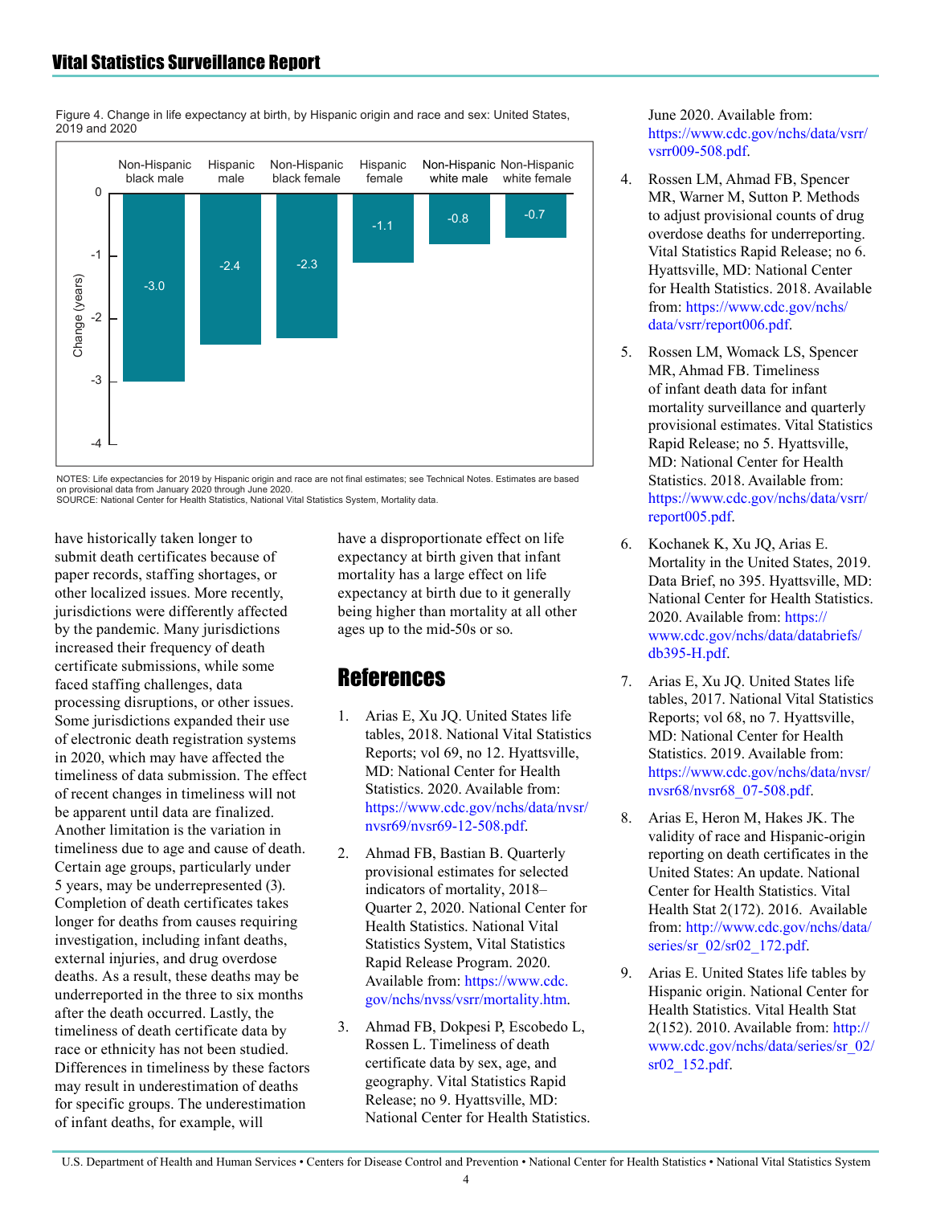Figure 4. Change in life expectancy at birth, by Hispanic origin and race and sex: United States, 2019 and 2020

| | Non-Hispanic black male | Hispanic male | Non-Hispanic black female | Hispanic female | Non-Hispanic white male | Non-Hispanic white female |
|---|---|---|---|---|---|---|
| Change (years) | -3.0 | -2.4 | -2.3 | -1.1 | -0.8 | -0.7 |

NOTES: Life expectancies for 2019 by Hispanic origin and race are not final estimates; see Technical Notes. Estimates are based on provisional data from January 2020 through June 2020.
SOURCE: National Center for Health Statistics, National Vital Statistics System, Mortality data.

have historically taken longer to submit death certificates because of paper records, staffing shortages, or other localized issues. More recently, jurisdictions were differently affected by the pandemic. Many jurisdictions increased their frequency of death certificate submissions, while some faced staffing challenges, data processing disruptions, or other issues. Some jurisdictions expanded their use of electronic death registration systems in 2020, which may have affected the timeliness of data submission. The effect of recent changes in timeliness will not be apparent until data are finalized. Another limitation is the variation in timeliness due to age and cause of death. Certain age groups, particularly under 5 years, may be underrepresented (3). Completion of death certificates takes longer for deaths from causes requiring investigation, including infant deaths, external injuries, and drug overdose deaths. As a result, these deaths may be underreported in the three to six months after the death occurred. Lastly, the timeliness of death certificate data by race or ethnicity has not been studied. Differences in timeliness by these factors may result in underestimation of deaths for specific groups. The underestimation of infant deaths, for example, will have a disproportionate effect on life expectancy at birth given that infant mortality has a large effect on life expectancy at birth due to it generally being higher than mortality at all other ages up to the mid-50s or so.

# References

1. Arias E, Xu JQ. United States life tables, 2018. National Vital Statistics Reports; vol 69, no 12. Hyattsville, MD: National Center for Health Statistics. 2020. Available from: https://www.cdc.gov/nchs/data/nvsr/nvsr69/nvsr69-12-508.pdf.
2. Ahmad FB, Bastian B. Quarterly provisional estimates for selected indicators of mortality, 2018–Quarter 2, 2020. National Center for Health Statistics. National Vital Statistics System, Vital Statistics Rapid Release Program. 2020. Available from: https://www.cdc.gov/nchs/nvss/vsrr/mortality.htm.
3. Ahmad FB, Dokpesi P, Escobedo L, Rossen L. Timeliness of death certificate data by sex, age, and geography. Vital Statistics Rapid Release; no 9. Hyattsville, MD: National Center for Health Statistics. June 2020. Available from: https://www.cdc.gov/nchs/data/vsrr/vsrr009-508.pdf.
4. Rossen LM, Ahmad FB, Spencer MR, Warner M, Sutton P. Methods to adjust provisional counts of drug overdose deaths for underreporting. Vital Statistics Rapid Release; no 6. Hyattsville, MD: National Center for Health Statistics. 2018. Available from: https://www.cdc.gov/nchs/data/vsrr/report006.pdf.
5. Rossen LM, Womack LS, Spencer MR, Ahmad FB. Timeliness of infant death data for infant mortality surveillance and quarterly provisional estimates. Vital Statistics Rapid Release; no 5. Hyattsville, MD: National Center for Health Statistics. 2018. Available from: https://www.cdc.gov/nchs/data/vsrr/report005.pdf.
6. Kochanek K, Xu JQ, Arias E. Mortality in the United States, 2019. Data Brief, no 395. Hyattsville, MD: National Center for Health Statistics. 2020. Available from: https://www.cdc.gov/nchs/data/databriefs/db395-H.pdf.
7. Arias E, Xu JQ. United States life tables, 2017. National Vital Statistics Reports; vol 68, no 7. Hyattsville, MD: National Center for Health Statistics. 2019. Available from: https://www.cdc.gov/nchs/data/nvsr/nvsr68/nvsr68_07-508.pdf.
8. Arias E, Heron M, Hakes JK. The validity of race and Hispanic-origin reporting on death certificates in the United States: An update. National Center for Health Statistics. Vital Health Stat 2(172). 2016. Available from: http://www.cdc.gov/nchs/data/series/sr_02/sr02_172.pdf.
9. Arias E. United States life tables by Hispanic origin. National Center for Health Statistics. Vital Health Stat 2(152). 2010. Available from: http://www.cdc.gov/nchs/data/series/sr_02/sr02_152.pdf.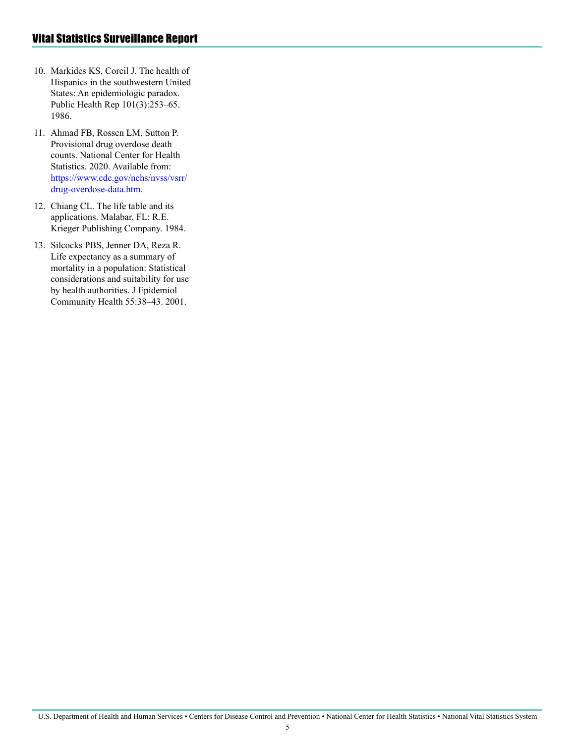10. Markides KS, Coreil J. The health of Hispanics in the southwestern United States: An epidemiologic paradox. Public Health Rep 101(3):253–65. 1986.
11. Ahmad FB, Rossen LM, Sutton P. Provisional drug overdose death counts. National Center for Health Statistics. 2020. Available from: [https://www.cdc.gov/nchs/nvss/vsrr/drug-overdose-data.htm](https://www.cdc.gov/nchs/nvss/vsrr/drug-overdose-data.htm).
12. Chiang CL. The life table and its applications. Malabar, FL: R.E. Krieger Publishing Company. 1984.
13. Silcocks PBS, Jenner DA, Reza R. Life expectancy as a summary of mortality in a population: Statistical considerations and suitability for use by health authorities. J Epidemiol Community Health 55:38–43. 2001.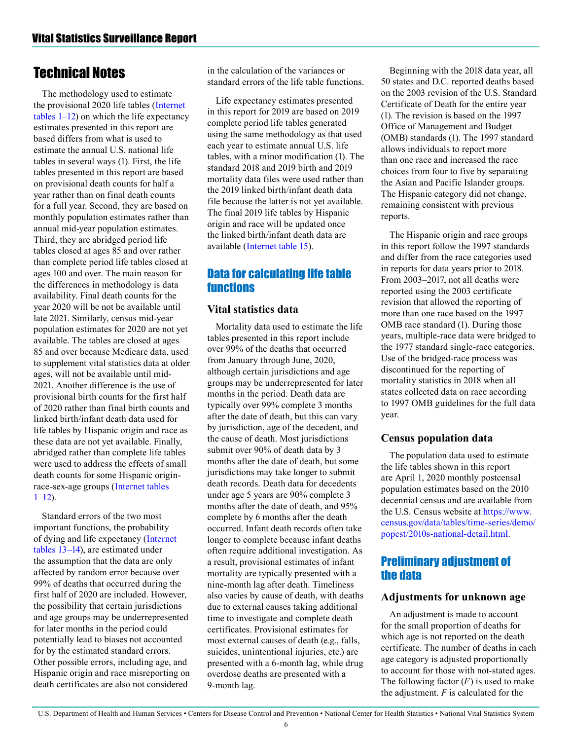# Technical Notes

The methodology used to estimate the provisional 2020 life tables (Internet tables 1–12) on which the life expectancy estimates presented in this report are based differs from what is used to estimate the annual U.S. national life tables in several ways (1). First, the life tables presented in this report are based on provisional death counts for half a year rather than on final death counts for a full year. Second, they are based on monthly population estimates rather than annual mid-year population estimates. Third, they are abridged period life tables closed at ages 85 and over rather than complete period life tables closed at ages 100 and over. The main reason for the differences in methodology is data availability. Final death counts for the year 2020 will be not be available until late 2021. Similarly, census mid-year population estimates for 2020 are not yet available. The tables are closed at ages 85 and over because Medicare data, used to supplement vital statistics data at older ages, will not be available until mid-2021. Another difference is the use of provisional birth counts for the first half of 2020 rather than final birth counts and linked birth/infant death data used for life tables by Hispanic origin and race as these data are not yet available. Finally, abridged rather than complete life tables were used to address the effects of small death counts for some Hispanic origin-race-sex-age groups (Internet tables 1–12).

Standard errors of the two most important functions, the probability of dying and life expectancy (Internet tables 13–14), are estimated under the assumption that the data are only affected by random error because over 99% of deaths that occurred during the first half of 2020 are included. However, the possibility that certain jurisdictions and age groups may be underrepresented for later months in the period could potentially lead to biases not accounted for by the estimated standard errors. Other possible errors, including age, and Hispanic origin and race misreporting on death certificates are also not considered in the calculation of the variances or standard errors of the life table functions.

Life expectancy estimates presented in this report for 2019 are based on 2019 complete period life tables generated using the same methodology as that used each year to estimate annual U.S. life tables, with a minor modification (1). The standard 2018 and 2019 birth and 2019 mortality data files were used rather than the 2019 linked birth/infant death data file because the latter is not yet available. The final 2019 life tables by Hispanic origin and race will be updated once the linked birth/infant death data are available (Internet table 15).

## Data for calculating life table functions

### Vital statistics data

Mortality data used to estimate the life tables presented in this report include over 99% of the deaths that occurred from January through June, 2020, although certain jurisdictions and age groups may be underrepresented for later months in the period. Death data are typically over 99% complete 3 months after the date of death, but this can vary by jurisdiction, age of the decedent, and the cause of death. Most jurisdictions submit over 90% of death data by 3 months after the date of death, but some jurisdictions may take longer to submit death records. Death data for decedents under age 5 years are 90% complete 3 months after the date of death, and 95% complete by 6 months after the death occurred. Infant death records often take longer to complete because infant deaths often require additional investigation. As a result, provisional estimates of infant mortality are typically presented with a nine-month lag after death. Timeliness also varies by cause of death, with deaths due to external causes taking additional time to investigate and complete death certificates. Provisional estimates for most external causes of death (e.g., falls, suicides, unintentional injuries, etc.) are presented with a 6-month lag, while drug overdose deaths are presented with a 9-month lag.

Beginning with the 2018 data year, all 50 states and D.C. reported deaths based on the 2003 revision of the U.S. Standard Certificate of Death for the entire year (1). The revision is based on the 1997 Office of Management and Budget (OMB) standards (1). The 1997 standard allows individuals to report more than one race and increased the race choices from four to five by separating the Asian and Pacific Islander groups. The Hispanic category did not change, remaining consistent with previous reports.

The Hispanic origin and race groups in this report follow the 1997 standards and differ from the race categories used in reports for data years prior to 2018. From 2003–2017, not all deaths were reported using the 2003 certificate revision that allowed the reporting of more than one race based on the 1997 OMB race standard (1). During those years, multiple-race data were bridged to the 1977 standard single-race categories. Use of the bridged-race process was discontinued for the reporting of mortality statistics in 2018 when all states collected data on race according to 1997 OMB guidelines for the full data year.

### Census population data

The population data used to estimate the life tables shown in this report are April 1, 2020 monthly postcensal population estimates based on the 2010 decennial census and are available from the U.S. Census website at https://www.census.gov/data/tables/time-series/demo/popest/2010s-national-detail.html.

## Preliminary adjustment of the data

### Adjustments for unknown age

An adjustment is made to account for the small proportion of deaths for which age is not reported on the death certificate. The number of deaths in each age category is adjusted proportionally to account for those with not-stated ages. The following factor ($F$) is used to make the adjustment. $F$ is calculated for the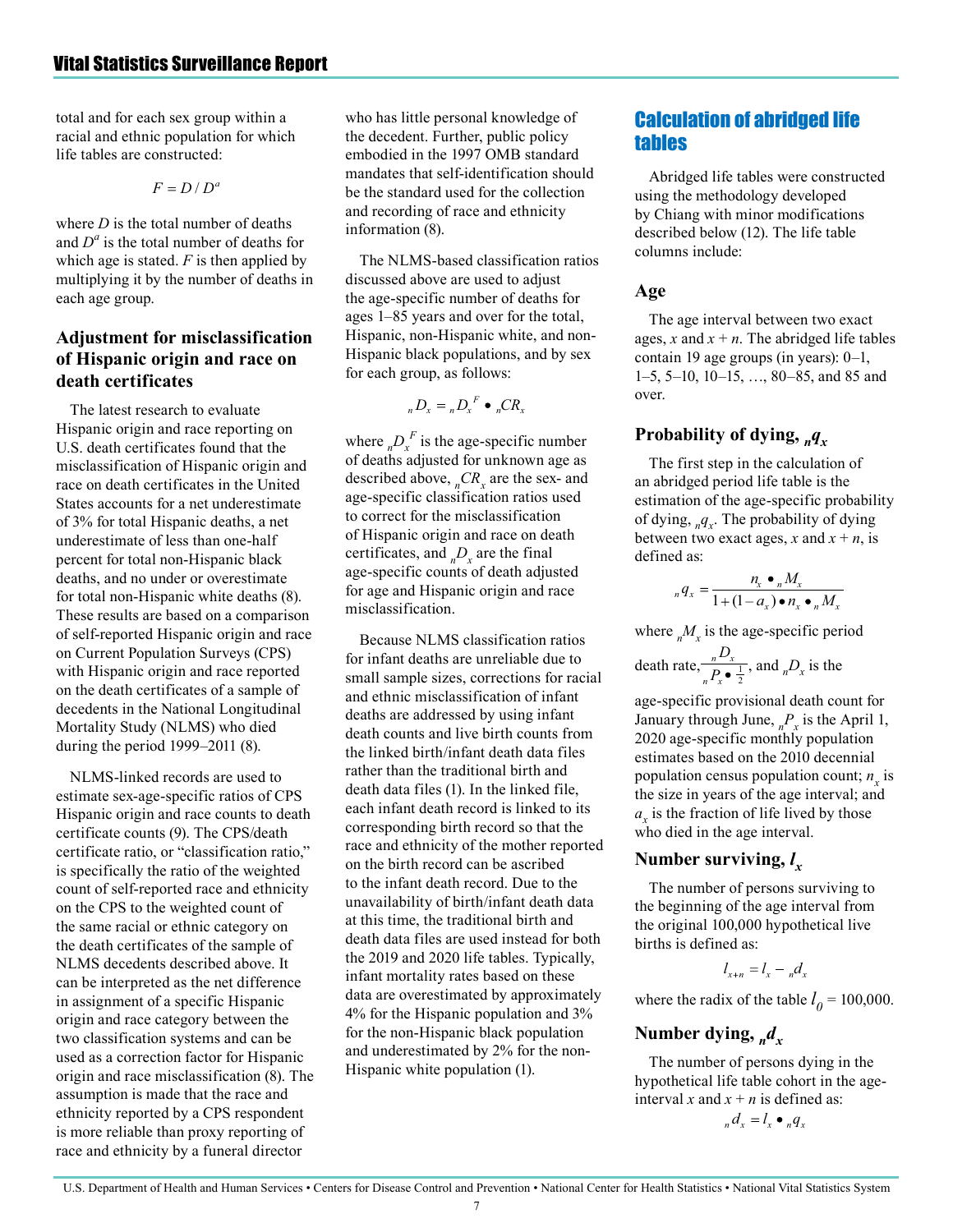total and for each sex group within a racial and ethnic population for which life tables are constructed:

$$F = D / D^a$$

where $D$ is the total number of deaths and $D^a$ is the total number of deaths for which age is stated. $F$ is then applied by multiplying it by the number of deaths in each age group.

## Adjustment for misclassification of Hispanic origin and race on death certificates

The latest research to evaluate Hispanic origin and race reporting on U.S. death certificates found that the misclassification of Hispanic origin and race on death certificates in the United States accounts for a net underestimate of 3% for total Hispanic deaths, a net underestimate of less than one-half percent for total non-Hispanic black deaths, and no under or overestimate for total non-Hispanic white deaths (8). These results are based on a comparison of self-reported Hispanic origin and race on Current Population Surveys (CPS) with Hispanic origin and race reported on the death certificates of a sample of decedents in the National Longitudinal Mortality Study (NLMS) who died during the period 1999–2011 (8).

NLMS-linked records are used to estimate sex-age-specific ratios of CPS Hispanic origin and race counts to death certificate counts (9). The CPS/death certificate ratio, or "classification ratio," is specifically the ratio of the weighted count of self-reported race and ethnicity on the CPS to the weighted count of the same racial or ethnic category on the death certificates of the sample of NLMS decedents described above. It can be interpreted as the net difference in assignment of a specific Hispanic origin and race category between the two classification systems and can be used as a correction factor for Hispanic origin and race misclassification (8). The assumption is made that the race and ethnicity reported by a CPS respondent is more reliable than proxy reporting of race and ethnicity by a funeral director who has little personal knowledge of the decedent. Further, public policy embodied in the 1997 OMB standard mandates that self-identification should be the standard used for the collection and recording of race and ethnicity information (8).

The NLMS-based classification ratios discussed above are used to adjust the age-specific number of deaths for ages 1–85 years and over for the total, Hispanic, non-Hispanic white, and non-Hispanic black populations, and by sex for each group, as follows:

$${}_nD_x = {}_nD_x^F \bullet {}_nCR_x$$

where ${}_nD_x^F$ is the age-specific number of deaths adjusted for unknown age as described above, ${}_nCR_x$ are the sex- and age-specific classification ratios used to correct for the misclassification of Hispanic origin and race on death certificates, and ${}_nD_x$ are the final age-specific counts of death adjusted for age and Hispanic origin and race misclassification.

Because NLMS classification ratios for infant deaths are unreliable due to small sample sizes, corrections for racial and ethnic misclassification of infant deaths are addressed by using infant death counts and live birth counts from the linked birth/infant death data files rather than the traditional birth and death data files (1). In the linked file, each infant death record is linked to its corresponding birth record so that the race and ethnicity of the mother reported on the birth record can be ascribed to the infant death record. Due to the unavailability of birth/infant death data at this time, the traditional birth and death data files are used instead for both the 2019 and 2020 life tables. Typically, infant mortality rates based on these data are overestimated by approximately 4% for the Hispanic population and 3% for the non-Hispanic black population and underestimated by 2% for the non-Hispanic white population (1).

## Calculation of abridged life tables

Abridged life tables were constructed using the methodology developed by Chiang with minor modifications described below (12). The life table columns include:

### Age

The age interval between two exact ages, $x$ and $x + n$. The abridged life tables contain 19 age groups (in years): 0–1, 1–5, 5–10, 10–15, …, 80–85, and 85 and over.

### Probability of dying, ${}_nq_x$

The first step in the calculation of an abridged period life table is the estimation of the age-specific probability of dying, ${}_nq_x$. The probability of dying between two exact ages, $x$ and $x + n$, is defined as:

$${}_nq_x = \frac{n_x \bullet {}_nM_x}{1 + (1 - a_x) \bullet n_x \bullet {}_nM_x}$$

where ${}_nM_x$ is the age-specific period death rate, $\frac{{}_nD_x}{{}_nP_x \bullet \frac{1}{2}}$, and ${}_nD_x$ is the age-specific provisional death count for January through June, ${}_nP_x$ is the April 1, 2020 age-specific monthly population estimates based on the 2010 decennial population census population count; $n_x$ is the size in years of the age interval; and $a_x$ is the fraction of life lived by those who died in the age interval.

### Number surviving, $l_x$

The number of persons surviving to the beginning of the age interval from the original 100,000 hypothetical live births is defined as:

$$l_{x+n} = l_x - {}_nd_x$$

where the radix of the table $l_0 = 100{,}000$.

### Number dying, ${}_nd_x$

The number of persons dying in the hypothetical life table cohort in the age-interval $x$ and $x + n$ is defined as:

$${}_nd_x = l_x \bullet {}_nq_x$$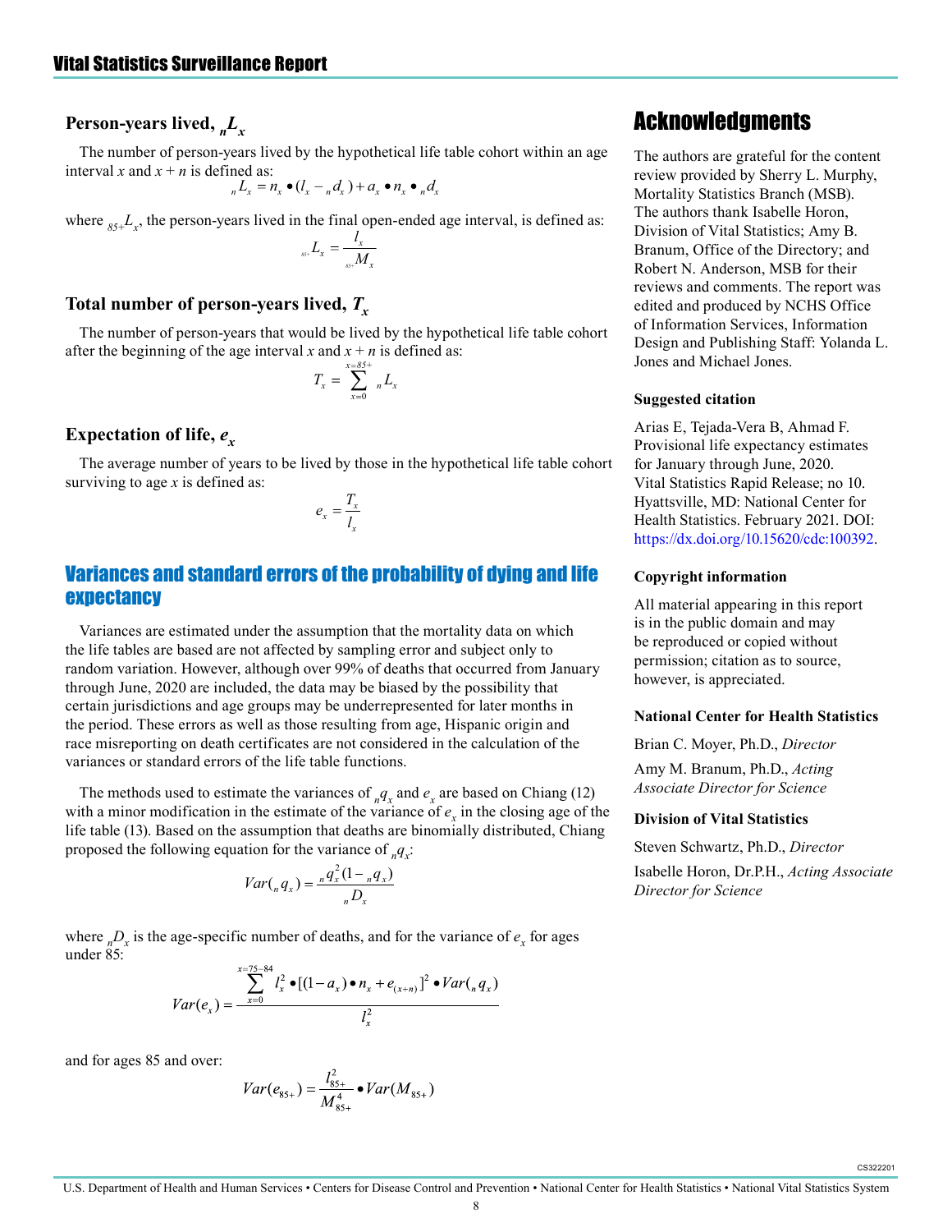### Person-years lived, ${}_{n}L_{x}$

The number of person-years lived by the hypothetical life table cohort within an age interval $x$ and $x + n$ is defined as:

$$ {}_{n}L_{x} = n_{x} \bullet (l_{x} - {}_{n}d_{x}) + a_{x} \bullet n_{x} \bullet {}_{n}d_{x} $$

where ${}_{85+}L_{x}$, the person-years lived in the final open-ended age interval, is defined as:

$$ {}_{85+}L_{x} = \frac{l_{x}}{{}_{85+}M_{x}} $$

### Total number of person-years lived, $T_x$

The number of person-years that would be lived by the hypothetical life table cohort after the beginning of the age interval $x$ and $x + n$ is defined as:

$$ T_{x} = \sum_{x=0}^{x=85+} {}_{n}L_{x} $$

### Expectation of life, $e_x$

The average number of years to be lived by those in the hypothetical life table cohort surviving to age $x$ is defined as:

$$ e_{x} = \frac{T_{x}}{l_{x}} $$

## Variances and standard errors of the probability of dying and life expectancy

Variances are estimated under the assumption that the mortality data on which the life tables are based are not affected by sampling error and subject only to random variation. However, although over 99% of deaths that occurred from January through June, 2020 are included, the data may be biased by the possibility that certain jurisdictions and age groups may be underrepresented for later months in the period. These errors as well as those resulting from age, Hispanic origin and race misreporting on death certificates are not considered in the calculation of the variances or standard errors of the life table functions.

The methods used to estimate the variances of ${}_{n}q_{x}$ and $e_x$ are based on Chiang (12) with a minor modification in the estimate of the variance of $e_x$ in the closing age of the life table (13). Based on the assumption that deaths are binomially distributed, Chiang proposed the following equation for the variance of ${}_{n}q_{x}$:

$$ Var({}_{n}q_{x}) = \frac{{}_{n}q_{x}^{2}(1 - {}_{n}q_{x})}{{}_{n}D_{x}} $$

where ${}_{n}D_{x}$ is the age-specific number of deaths, and for the variance of $e_x$ for ages under 85:

$$ Var(e_{x}) = \frac{\sum_{x=0}^{x=75-84} l_{x}^{2} \bullet [(1 - a_{x}) \bullet n_{x} + e_{(x+n)}]^{2} \bullet Var({}_{n}q_{x})}{l_{x}^{2}} $$

and for ages 85 and over:

$$ Var(e_{85+}) = \frac{l_{85+}^{2}}{M_{85+}^{4}} \bullet Var(M_{85+}) $$

## Acknowledgments

The authors are grateful for the content review provided by Sherry L. Murphy, Mortality Statistics Branch (MSB). The authors thank Isabelle Horon, Division of Vital Statistics; Amy B. Branum, Office of the Directory; and Robert N. Anderson, MSB for their reviews and comments. The report was edited and produced by NCHS Office of Information Services, Information Design and Publishing Staff: Yolanda L. Jones and Michael Jones.

### Suggested citation

Arias E, Tejada-Vera B, Ahmad F. Provisional life expectancy estimates for January through June, 2020. Vital Statistics Rapid Release; no 10. Hyattsville, MD: National Center for Health Statistics. February 2021. DOI: https://dx.doi.org/10.15620/cdc:100392.

### Copyright information

All material appearing in this report is in the public domain and may be reproduced or copied without permission; citation as to source, however, is appreciated.

### National Center for Health Statistics

Brian C. Moyer, Ph.D., *Director*

Amy M. Branum, Ph.D., *Acting Associate Director for Science*

### Division of Vital Statistics

Steven Schwartz, Ph.D., *Director*

Isabelle Horon, Dr.P.H., *Acting Associate Director for Science*

CS322201